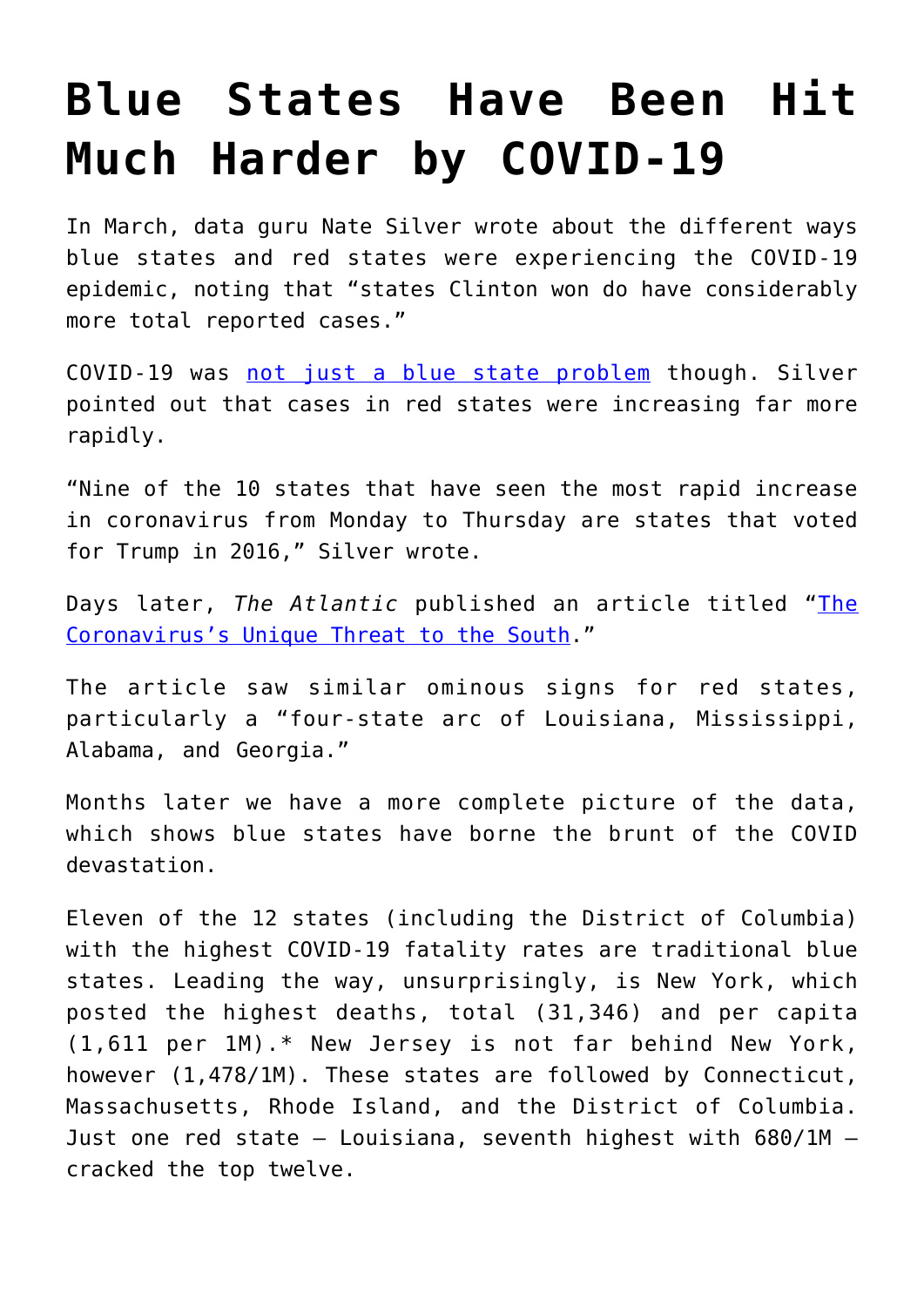# Blue States Have Been Hit Much Harder by COVID-19

In March, data guru Nate Silver wrote about the different ways blue states and red states were experiencing the COVID-19 epidemic, noting that "states Clinton won do have considerably more total reported cases."

COVID-19 was [not just a blue state problem](https://fivethirtyeight.com/features/coronavirus-cases-are-growing-fastest-in-red-states/) though. Silver pointed out that cases in red states were increasing far more rapidly.

"Nine of the 10 states that have seen the most rapid increase in coronavirus from Monday to Thursday are states that voted for Trump in 2016," Silver wrote.

Days later, *The Atlantic* published an article titled "[The Coronavirus's Unique Threat to the South](https://www.theatlantic.com/politics/archive/2020/04/coronavirus-unique-threat-south-young-people/609241/)."

The article saw similar ominous signs for red states, particularly a "four-state arc of Louisiana, Mississippi, Alabama, and Georgia."

Months later we have a more complete picture of the data, which shows blue states have borne the brunt of the COVID devastation.

Eleven of the 12 states (including the District of Columbia) with the highest COVID-19 fatality rates are traditional blue states. Leading the way, unsurprisingly, is New York, which posted the highest deaths, total (31,346) and per capita (1,611 per 1M).* New Jersey is not far behind New York, however (1,478/1M). These states are followed by Connecticut, Massachusetts, Rhode Island, and the District of Columbia. Just one red state – Louisiana, seventh highest with 680/1M – cracked the top twelve.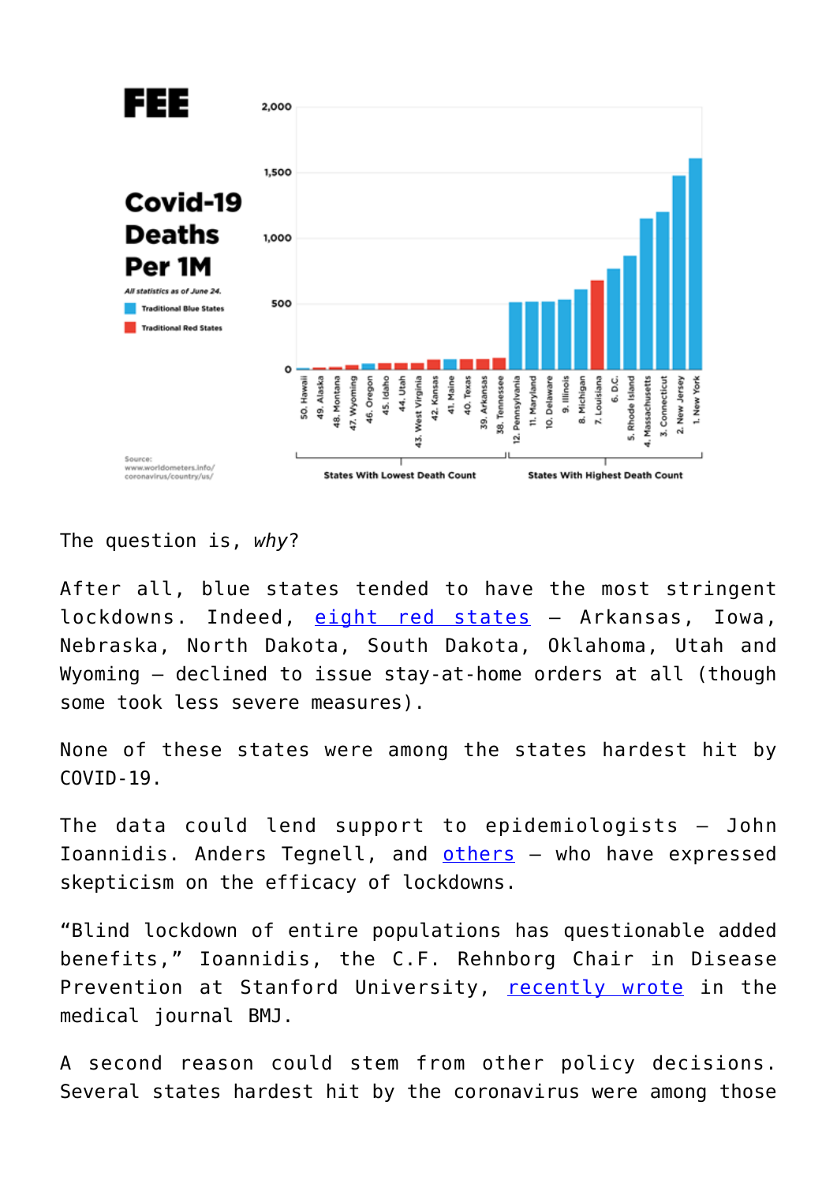**FEE**

**Covid-19 Deaths Per 1M**

*All statistics as of June 24.*

- Traditional Blue States
- Traditional Red States

States With Lowest Death Count: 50. Hawaii, 49. Alaska, 48. Montana, 47. Wyoming, 46. Oregon, 45. Idaho, 44. Utah, 43. West Virginia, 42. Kansas, 41. Maine, 40. Texas, 39. Arkansas, 38. Tennessee

States With Highest Death Count: 12. Pennsylvania, 11. Maryland, 10. Delaware, 9. Illinois, 8. Michigan, 7. Louisiana, 6. D.C., 5. Rhode Island, 4. Massachusetts, 3. Connecticut, 2. New Jersey, 1. New York

Source: www.worldometers.info/coronavirus/country/us/

The question is, *why*?

After all, blue states tended to have the most stringent lockdowns. Indeed, [eight red states](#) – Arkansas, Iowa, Nebraska, North Dakota, South Dakota, Oklahoma, Utah and Wyoming – declined to issue stay-at-home orders at all (though some took less severe measures).

None of these states were among the states hardest hit by COVID-19.

The data could lend support to epidemiologists – John Ioannidis. Anders Tegnell, and [others](#) – who have expressed skepticism on the efficacy of lockdowns.

"Blind lockdown of entire populations has questionable added benefits," Ioannidis, the C.F. Rehnborg Chair in Disease Prevention at Stanford University, [recently wrote](#) in the medical journal BMJ.

A second reason could stem from other policy decisions. Several states hardest hit by the coronavirus were among those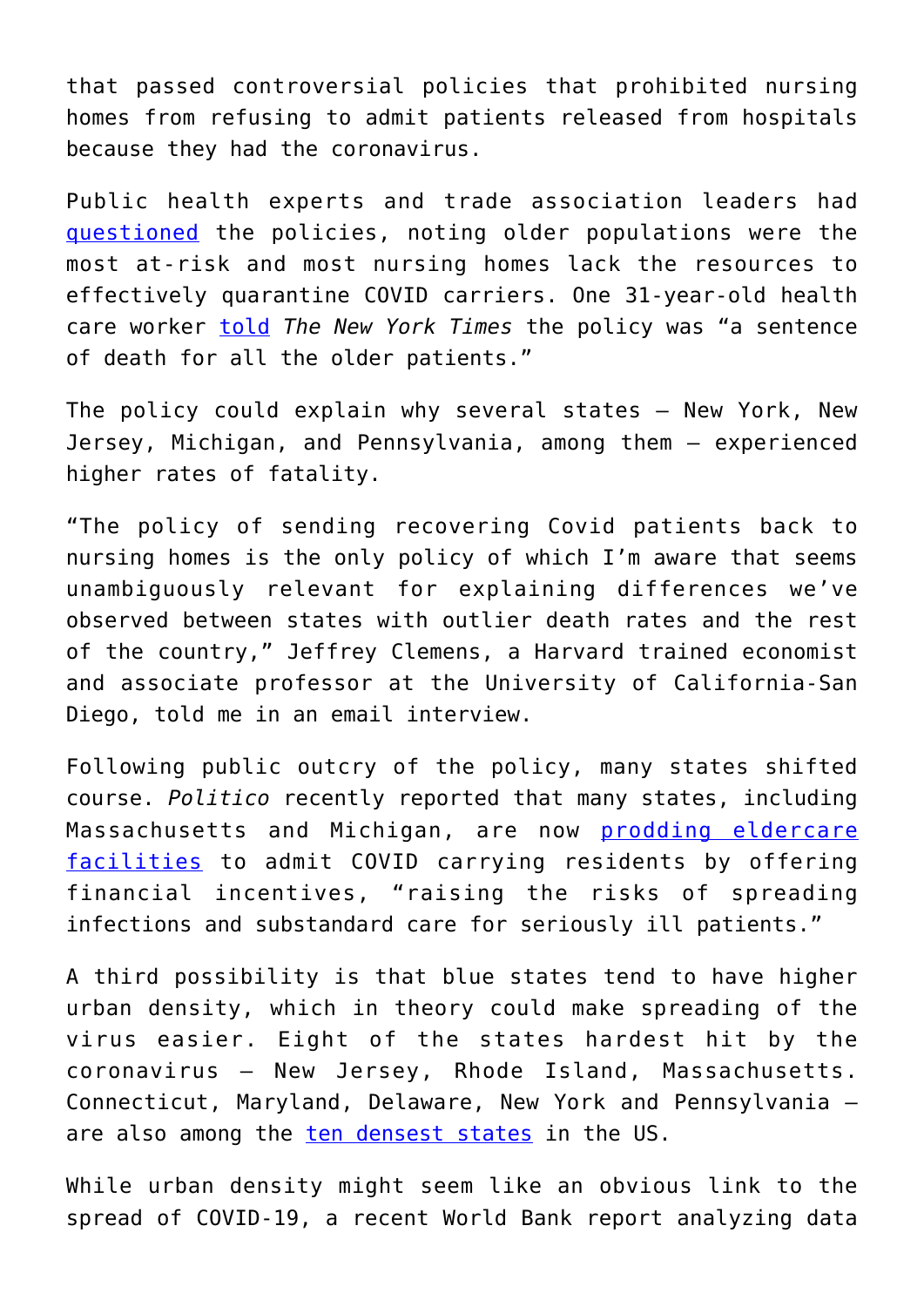that passed controversial policies that prohibited nursing homes from refusing to admit patients released from hospitals because they had the coronavirus.

Public health experts and trade association leaders had [questioned](#) the policies, noting older populations were the most at-risk and most nursing homes lack the resources to effectively quarantine COVID carriers. One 31-year-old health care worker [told](#) *The New York Times* the policy was "a sentence of death for all the older patients."

The policy could explain why several states – New York, New Jersey, Michigan, and Pennsylvania, among them – experienced higher rates of fatality.

"The policy of sending recovering Covid patients back to nursing homes is the only policy of which I'm aware that seems unambiguously relevant for explaining differences we've observed between states with outlier death rates and the rest of the country," Jeffrey Clemens, a Harvard trained economist and associate professor at the University of California-San Diego, told me in an email interview.

Following public outcry of the policy, many states shifted course. *Politico* recently reported that many states, including Massachusetts and Michigan, are now [prodding eldercare facilities](#) to admit COVID carrying residents by offering financial incentives, "raising the risks of spreading infections and substandard care for seriously ill patients."

A third possibility is that blue states tend to have higher urban density, which in theory could make spreading of the virus easier. Eight of the states hardest hit by the coronavirus – New Jersey, Rhode Island, Massachusetts. Connecticut, Maryland, Delaware, New York and Pennsylvania – are also among the [ten densest states](#) in the US.

While urban density might seem like an obvious link to the spread of COVID-19, a recent World Bank report analyzing data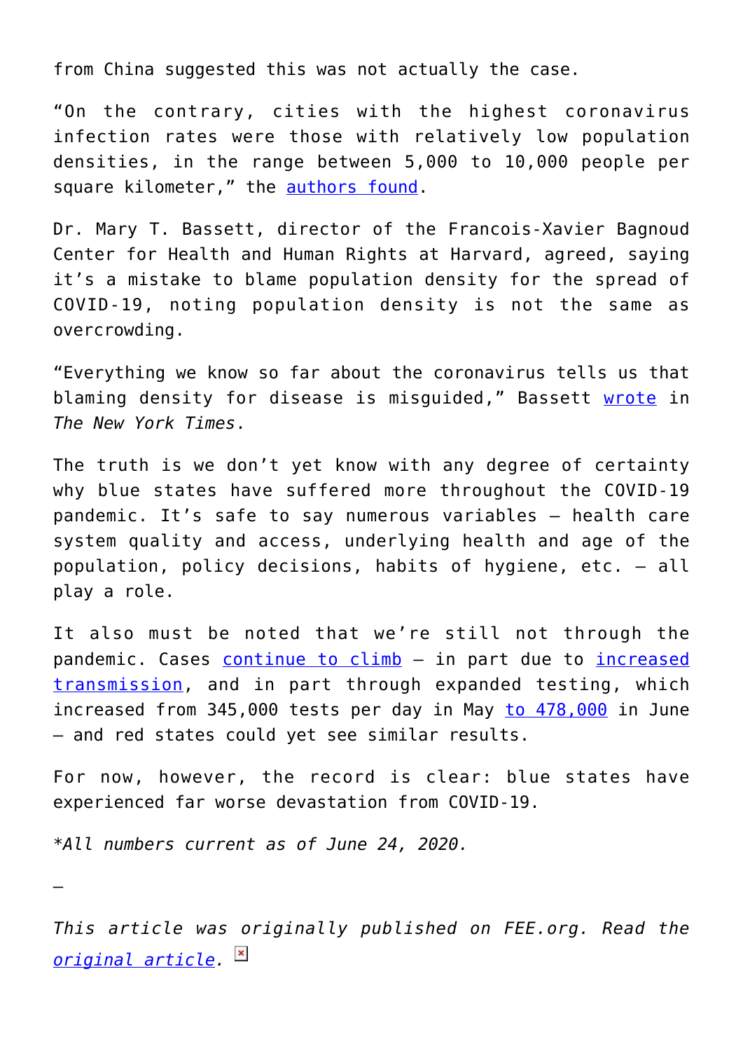from China suggested this was not actually the case.

"On the contrary, cities with the highest coronavirus infection rates were those with relatively low population densities, in the range between 5,000 to 10,000 people per square kilometer," the authors found.

Dr. Mary T. Bassett, director of the Francois-Xavier Bagnoud Center for Health and Human Rights at Harvard, agreed, saying it's a mistake to blame population density for the spread of COVID-19, noting population density is not the same as overcrowding.

"Everything we know so far about the coronavirus tells us that blaming density for disease is misguided," Bassett wrote in *The New York Times*.

The truth is we don't yet know with any degree of certainty why blue states have suffered more throughout the COVID-19 pandemic. It's safe to say numerous variables — health care system quality and access, underlying health and age of the population, policy decisions, habits of hygiene, etc. — all play a role.

It also must be noted that we're still not through the pandemic. Cases continue to climb — in part due to increased transmission, and in part through expanded testing, which increased from 345,000 tests per day in May to 478,000 in June — and red states could yet see similar results.

For now, however, the record is clear: blue states have experienced far worse devastation from COVID-19.

*\*All numbers current as of June 24, 2020.*

—

*This article was originally published on FEE.org. Read the original article.*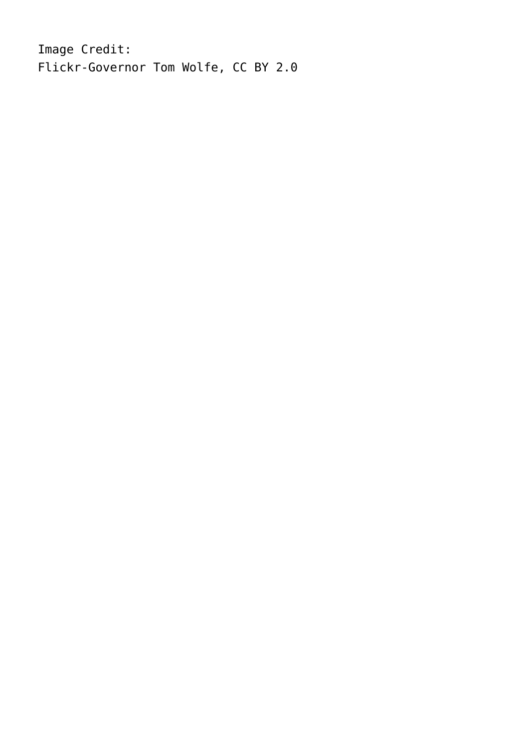Image Credit:
Flickr-Governor Tom Wolfe, CC BY 2.0